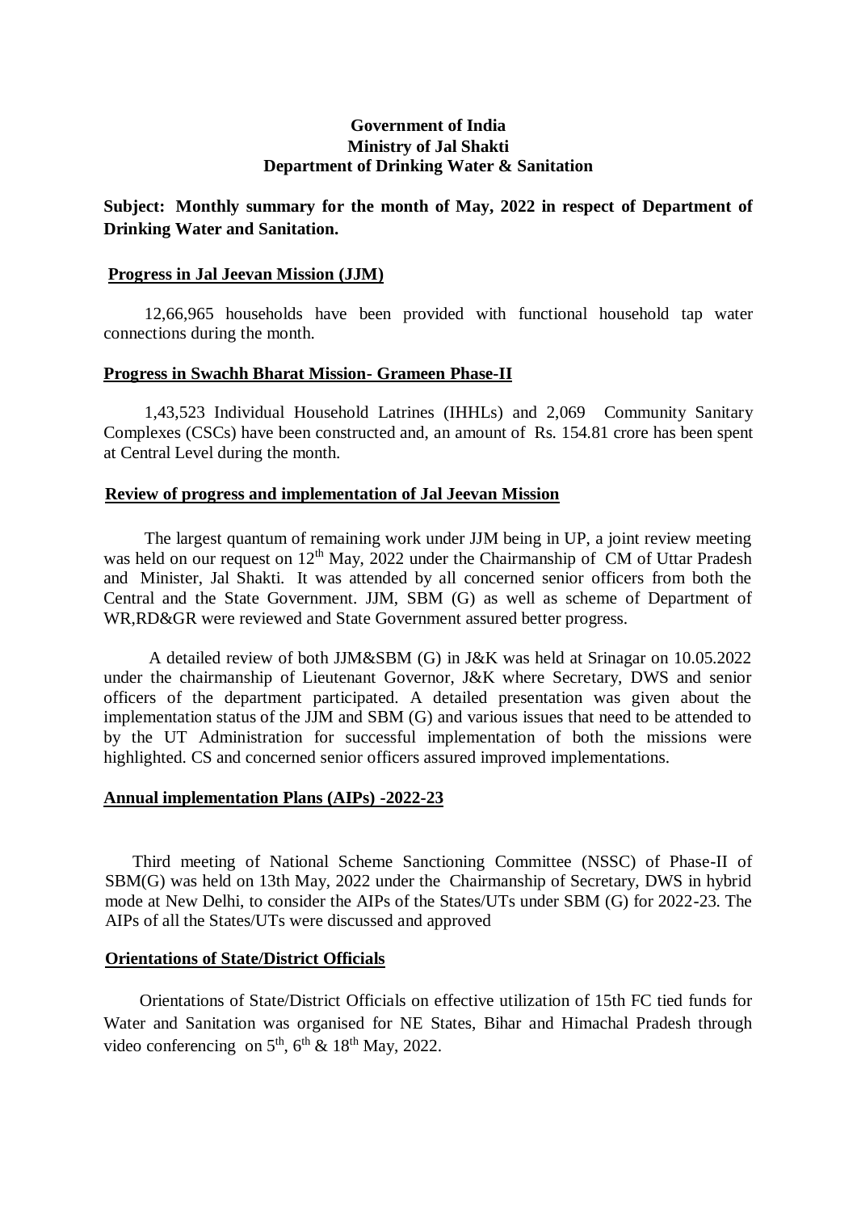**Government of India**
**Ministry of Jal Shakti**
**Department of Drinking Water & Sanitation**

**Subject: Monthly summary for the month of May, 2022 in respect of Department of Drinking Water and Sanitation.**

**Progress in Jal Jeevan Mission (JJM)**

12,66,965 households have been provided with functional household tap water connections during the month.

**Progress in Swachh Bharat Mission- Grameen Phase-II**

1,43,523 Individual Household Latrines (IHHLs) and 2,069 Community Sanitary Complexes (CSCs) have been constructed and, an amount of Rs. 154.81 crore has been spent at Central Level during the month.

**Review of progress and implementation of Jal Jeevan Mission**

The largest quantum of remaining work under JJM being in UP, a joint review meeting was held on our request on 12th May, 2022 under the Chairmanship of CM of Uttar Pradesh and Minister, Jal Shakti. It was attended by all concerned senior officers from both the Central and the State Government. JJM, SBM (G) as well as scheme of Department of WR,RD&GR were reviewed and State Government assured better progress.

A detailed review of both JJM&SBM (G) in J&K was held at Srinagar on 10.05.2022 under the chairmanship of Lieutenant Governor, J&K where Secretary, DWS and senior officers of the department participated. A detailed presentation was given about the implementation status of the JJM and SBM (G) and various issues that need to be attended to by the UT Administration for successful implementation of both the missions were highlighted. CS and concerned senior officers assured improved implementations.

**Annual implementation Plans (AIPs) -2022-23**

Third meeting of National Scheme Sanctioning Committee (NSSC) of Phase-II of SBM(G) was held on 13th May, 2022 under the Chairmanship of Secretary, DWS in hybrid mode at New Delhi, to consider the AIPs of the States/UTs under SBM (G) for 2022-23. The AIPs of all the States/UTs were discussed and approved

**Orientations of State/District Officials**

Orientations of State/District Officials on effective utilization of 15th FC tied funds for Water and Sanitation was organised for NE States, Bihar and Himachal Pradesh through video conferencing on 5th, 6th & 18th May, 2022.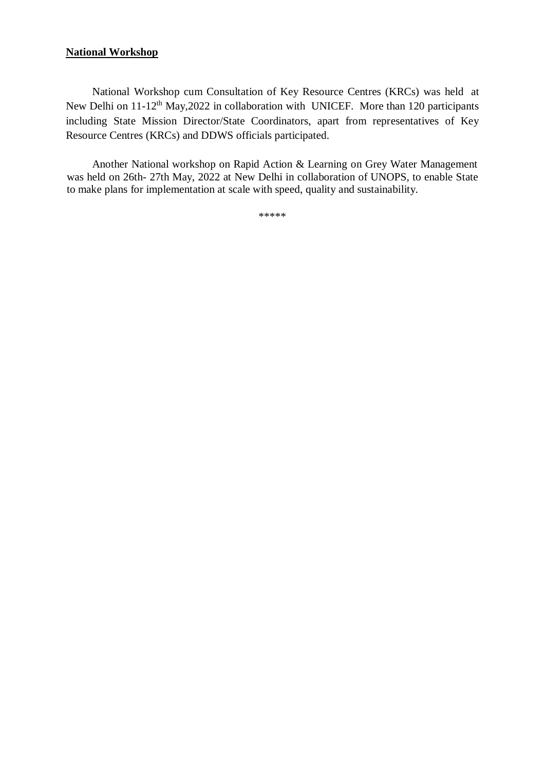**National Workshop**

National Workshop cum Consultation of Key Resource Centres (KRCs) was held at New Delhi on 11-12th May,2022 in collaboration with UNICEF. More than 120 participants including State Mission Director/State Coordinators, apart from representatives of Key Resource Centres (KRCs) and DDWS officials participated.

Another National workshop on Rapid Action & Learning on Grey Water Management was held on 26th- 27th May, 2022 at New Delhi in collaboration of UNOPS, to enable State to make plans for implementation at scale with speed, quality and sustainability.

*****